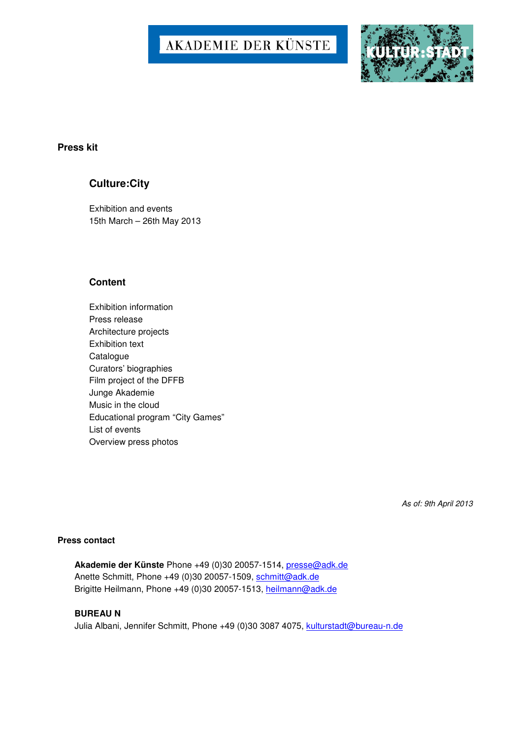AKADEMIE DER KÜNSTE

KULTUR:STADT

**Press kit**

# Culture:City

Exhibition and events
15th March – 26th May 2013

## Content

Exhibition information
Press release
Architecture projects
Exhibition text
Catalogue
Curators' biographies
Film project of the DFFB
Junge Akademie
Music in the cloud
Educational program "City Games"
List of events
Overview press photos

*As of: 9th April 2013*

**Press contact**

**Akademie der Künste** Phone +49 (0)30 20057-1514, presse@adk.de
Anette Schmitt, Phone +49 (0)30 20057-1509, schmitt@adk.de
Brigitte Heilmann, Phone +49 (0)30 20057-1513, heilmann@adk.de

**BUREAU N**
Julia Albani, Jennifer Schmitt, Phone +49 (0)30 3087 4075, kulturstadt@bureau-n.de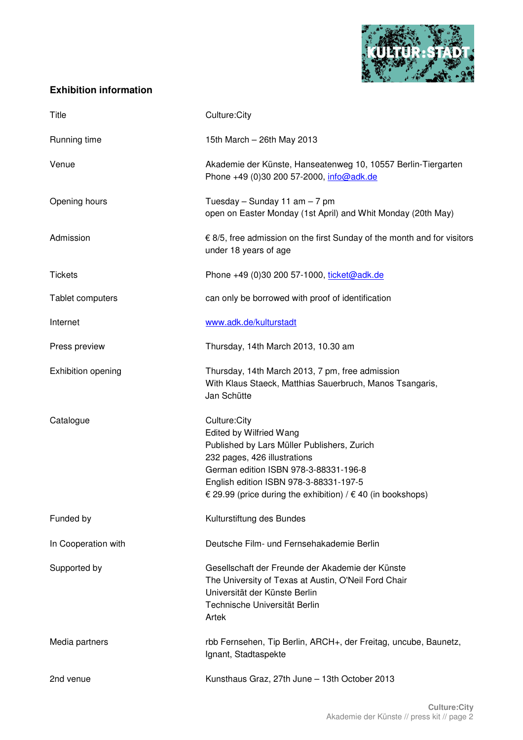## Exhibition information

| | |
|---|---|
| Title | Culture:City |
| Running time | 15th March – 26th May 2013 |
| Venue | Akademie der Künste, Hanseatenweg 10, 10557 Berlin-Tiergarten<br>Phone +49 (0)30 200 57-2000, info@adk.de |
| Opening hours | Tuesday – Sunday 11 am – 7 pm<br>open on Easter Monday (1st April) and Whit Monday (20th May) |
| Admission | € 8/5, free admission on the first Sunday of the month and for visitors under 18 years of age |
| Tickets | Phone +49 (0)30 200 57-1000, ticket@adk.de |
| Tablet computers | can only be borrowed with proof of identification |
| Internet | www.adk.de/kulturstadt |
| Press preview | Thursday, 14th March 2013, 10.30 am |
| Exhibition opening | Thursday, 14th March 2013, 7 pm, free admission<br>With Klaus Staeck, Matthias Sauerbruch, Manos Tsangaris, Jan Schütte |
| Catalogue | Culture:City<br>Edited by Wilfried Wang<br>Published by Lars Müller Publishers, Zurich<br>232 pages, 426 illustrations<br>German edition ISBN 978-3-88331-196-8<br>English edition ISBN 978-3-88331-197-5<br>€ 29.99 (price during the exhibition) / € 40 (in bookshops) |
| Funded by | Kulturstiftung des Bundes |
| In Cooperation with | Deutsche Film- und Fernsehakademie Berlin |
| Supported by | Gesellschaft der Freunde der Akademie der Künste<br>The University of Texas at Austin, O'Neil Ford Chair<br>Universität der Künste Berlin<br>Technische Universität Berlin<br>Artek |
| Media partners | rbb Fernsehen, Tip Berlin, ARCH+, der Freitag, uncube, Baunetz, Ignant, Stadtaspekte |
| 2nd venue | Kunsthaus Graz, 27th June – 13th October 2013 |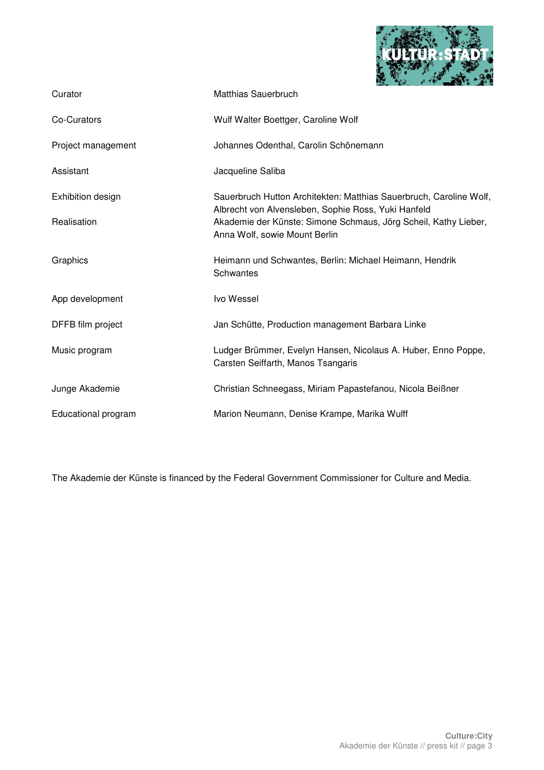| | |
|---|---|
| Curator | Matthias Sauerbruch |
| Co-Curators | Wulf Walter Boettger, Caroline Wolf |
| Project management | Johannes Odenthal, Carolin Schönemann |
| Assistant | Jacqueline Saliba |
| Exhibition design | Sauerbruch Hutton Architekten: Matthias Sauerbruch, Caroline Wolf, Albrecht von Alvensleben, Sophie Ross, Yuki Hanfeld |
| Realisation | Akademie der Künste: Simone Schmaus, Jörg Scheil, Kathy Lieber, Anna Wolf, sowie Mount Berlin |
| Graphics | Heimann und Schwantes, Berlin: Michael Heimann, Hendrik Schwantes |
| App development | Ivo Wessel |
| DFFB film project | Jan Schütte, Production management Barbara Linke |
| Music program | Ludger Brümmer, Evelyn Hansen, Nicolaus A. Huber, Enno Poppe, Carsten Seiffarth, Manos Tsangaris |
| Junge Akademie | Christian Schneegass, Miriam Papastefanou, Nicola Beißner |
| Educational program | Marion Neumann, Denise Krampe, Marika Wulff |

The Akademie der Künste is financed by the Federal Government Commissioner for Culture and Media.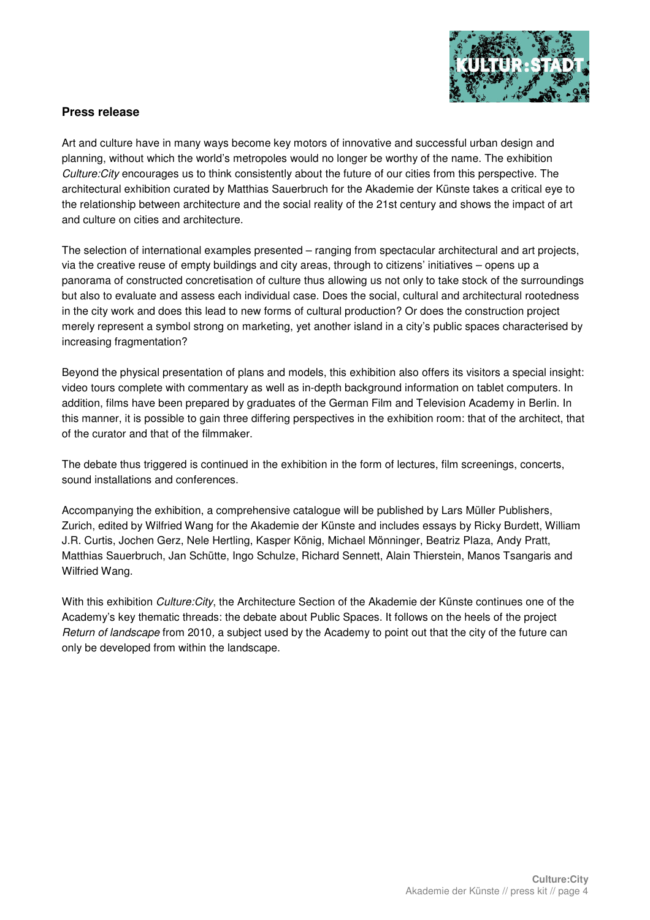## Press release

Art and culture have in many ways become key motors of innovative and successful urban design and planning, without which the world's metropoles would no longer be worthy of the name. The exhibition *Culture:City* encourages us to think consistently about the future of our cities from this perspective. The architectural exhibition curated by Matthias Sauerbruch for the Akademie der Künste takes a critical eye to the relationship between architecture and the social reality of the 21st century and shows the impact of art and culture on cities and architecture.

The selection of international examples presented – ranging from spectacular architectural and art projects, via the creative reuse of empty buildings and city areas, through to citizens' initiatives – opens up a panorama of constructed concretisation of culture thus allowing us not only to take stock of the surroundings but also to evaluate and assess each individual case. Does the social, cultural and architectural rootedness in the city work and does this lead to new forms of cultural production? Or does the construction project merely represent a symbol strong on marketing, yet another island in a city's public spaces characterised by increasing fragmentation?

Beyond the physical presentation of plans and models, this exhibition also offers its visitors a special insight: video tours complete with commentary as well as in-depth background information on tablet computers. In addition, films have been prepared by graduates of the German Film and Television Academy in Berlin. In this manner, it is possible to gain three differing perspectives in the exhibition room: that of the architect, that of the curator and that of the filmmaker.

The debate thus triggered is continued in the exhibition in the form of lectures, film screenings, concerts, sound installations and conferences.

Accompanying the exhibition, a comprehensive catalogue will be published by Lars Müller Publishers, Zurich, edited by Wilfried Wang for the Akademie der Künste and includes essays by Ricky Burdett, William J.R. Curtis, Jochen Gerz, Nele Hertling, Kasper König, Michael Mönninger, Beatriz Plaza, Andy Pratt, Matthias Sauerbruch, Jan Schütte, Ingo Schulze, Richard Sennett, Alain Thierstein, Manos Tsangaris and Wilfried Wang.

With this exhibition *Culture:City*, the Architecture Section of the Akademie der Künste continues one of the Academy's key thematic threads: the debate about Public Spaces. It follows on the heels of the project *Return of landscape* from 2010, a subject used by the Academy to point out that the city of the future can only be developed from within the landscape.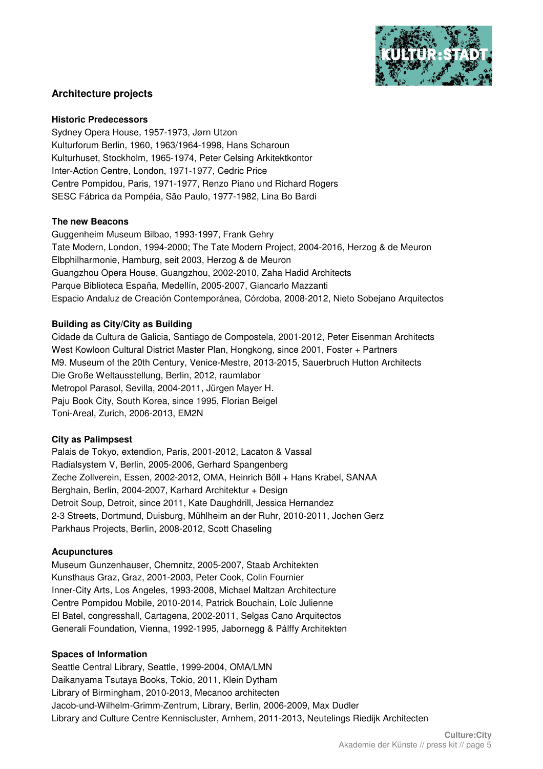## Architecture projects

### Historic Predecessors

Sydney Opera House, 1957-1973, Jørn Utzon
Kulturforum Berlin, 1960, 1963/1964-1998, Hans Scharoun
Kulturhuset, Stockholm, 1965-1974, Peter Celsing Arkitektkontor
Inter-Action Centre, London, 1971-1977, Cedric Price
Centre Pompidou, Paris, 1971-1977, Renzo Piano und Richard Rogers
SESC Fábrica da Pompéia, São Paulo, 1977-1982, Lina Bo Bardi

### The new Beacons

Guggenheim Museum Bilbao, 1993-1997, Frank Gehry
Tate Modern, London, 1994-2000; The Tate Modern Project, 2004-2016, Herzog & de Meuron
Elbphilharmonie, Hamburg, seit 2003, Herzog & de Meuron
Guangzhou Opera House, Guangzhou, 2002-2010, Zaha Hadid Architects
Parque Biblioteca España, Medellín, 2005-2007, Giancarlo Mazzanti
Espacio Andaluz de Creación Contemporánea, Córdoba, 2008-2012, Nieto Sobejano Arquitectos

### Building as City/City as Building

Cidade da Cultura de Galicia, Santiago de Compostela, 2001-2012, Peter Eisenman Architects
West Kowloon Cultural District Master Plan, Hongkong, since 2001, Foster + Partners
M9. Museum of the 20th Century, Venice-Mestre, 2013-2015, Sauerbruch Hutton Architects
Die Große Weltausstellung, Berlin, 2012, raumlabor
Metropol Parasol, Sevilla, 2004-2011, Jürgen Mayer H.
Paju Book City, South Korea, since 1995, Florian Beigel
Toni-Areal, Zurich, 2006-2013, EM2N

### City as Palimpsest

Palais de Tokyo, extendion, Paris, 2001-2012, Lacaton & Vassal
Radialsystem V, Berlin, 2005-2006, Gerhard Spangenberg
Zeche Zollverein, Essen, 2002-2012, OMA, Heinrich Böll + Hans Krabel, SANAA
Berghain, Berlin, 2004-2007, Karhard Architektur + Design
Detroit Soup, Detroit, since 2011, Kate Daughdrill, Jessica Hernandez
2-3 Streets, Dortmund, Duisburg, Mühlheim an der Ruhr, 2010-2011, Jochen Gerz
Parkhaus Projects, Berlin, 2008-2012, Scott Chaseling

### Acupunctures

Museum Gunzenhauser, Chemnitz, 2005-2007, Staab Architekten
Kunsthaus Graz, Graz, 2001-2003, Peter Cook, Colin Fournier
Inner-City Arts, Los Angeles, 1993-2008, Michael Maltzan Architecture
Centre Pompidou Mobile, 2010-2014, Patrick Bouchain, Loïc Julienne
El Batel, congresshall, Cartagena, 2002-2011, Selgas Cano Arquitectos
Generali Foundation, Vienna, 1992-1995, Jabornegg & Pálffy Architekten

### Spaces of Information

Seattle Central Library, Seattle, 1999-2004, OMA/LMN
Daikanyama Tsutaya Books, Tokio, 2011, Klein Dytham
Library of Birmingham, 2010-2013, Mecanoo architecten
Jacob-und-Wilhelm-Grimm-Zentrum, Library, Berlin, 2006-2009, Max Dudler
Library and Culture Centre Kenniscluster, Arnhem, 2011-2013, Neutelings Riedijk Architecten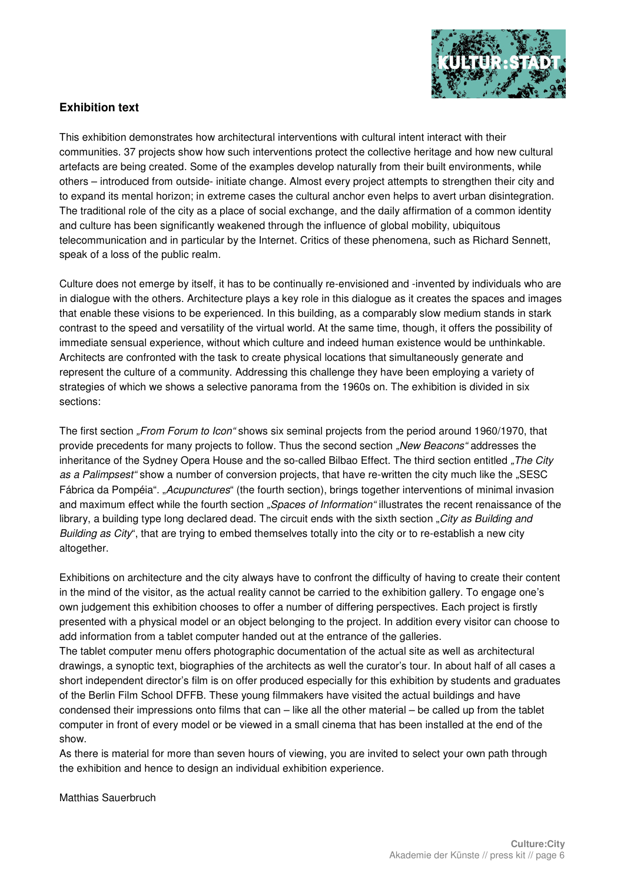## Exhibition text

This exhibition demonstrates how architectural interventions with cultural intent interact with their communities. 37 projects show how such interventions protect the collective heritage and how new cultural artefacts are being created. Some of the examples develop naturally from their built environments, while others – introduced from outside- initiate change. Almost every project attempts to strengthen their city and to expand its mental horizon; in extreme cases the cultural anchor even helps to avert urban disintegration. The traditional role of the city as a place of social exchange, and the daily affirmation of a common identity and culture has been significantly weakened through the influence of global mobility, ubiquitous telecommunication and in particular by the Internet. Critics of these phenomena, such as Richard Sennett, speak of a loss of the public realm.

Culture does not emerge by itself, it has to be continually re-envisioned and -invented by individuals who are in dialogue with the others. Architecture plays a key role in this dialogue as it creates the spaces and images that enable these visions to be experienced. In this building, as a comparably slow medium stands in stark contrast to the speed and versatility of the virtual world. At the same time, though, it offers the possibility of immediate sensual experience, without which culture and indeed human existence would be unthinkable. Architects are confronted with the task to create physical locations that simultaneously generate and represent the culture of a community. Addressing this challenge they have been employing a variety of strategies of which we shows a selective panorama from the 1960s on. The exhibition is divided in six sections:

The first section *„From Forum to Icon"* shows six seminal projects from the period around 1960/1970, that provide precedents for many projects to follow. Thus the second section *„New Beacons"* addresses the inheritance of the Sydney Opera House and the so-called Bilbao Effect. The third section entitled *„The City as a Palimpsest"* show a number of conversion projects, that have re-written the city much like the „SESC Fábrica da Pompéia". *„Acupunctures*" (the fourth section), brings together interventions of minimal invasion and maximum effect while the fourth section *„Spaces of Information"* illustrates the recent renaissance of the library, a building type long declared dead. The circuit ends with the sixth section *„City as Building and Building as City*", that are trying to embed themselves totally into the city or to re-establish a new city altogether.

Exhibitions on architecture and the city always have to confront the difficulty of having to create their content in the mind of the visitor, as the actual reality cannot be carried to the exhibition gallery. To engage one's own judgement this exhibition chooses to offer a number of differing perspectives. Each project is firstly presented with a physical model or an object belonging to the project. In addition every visitor can choose to add information from a tablet computer handed out at the entrance of the galleries.
The tablet computer menu offers photographic documentation of the actual site as well as architectural drawings, a synoptic text, biographies of the architects as well the curator's tour. In about half of all cases a short independent director's film is on offer produced especially for this exhibition by students and graduates of the Berlin Film School DFFB. These young filmmakers have visited the actual buildings and have condensed their impressions onto films that can – like all the other material – be called up from the tablet computer in front of every model or be viewed in a small cinema that has been installed at the end of the show.
As there is material for more than seven hours of viewing, you are invited to select your own path through the exhibition and hence to design an individual exhibition experience.

Matthias Sauerbruch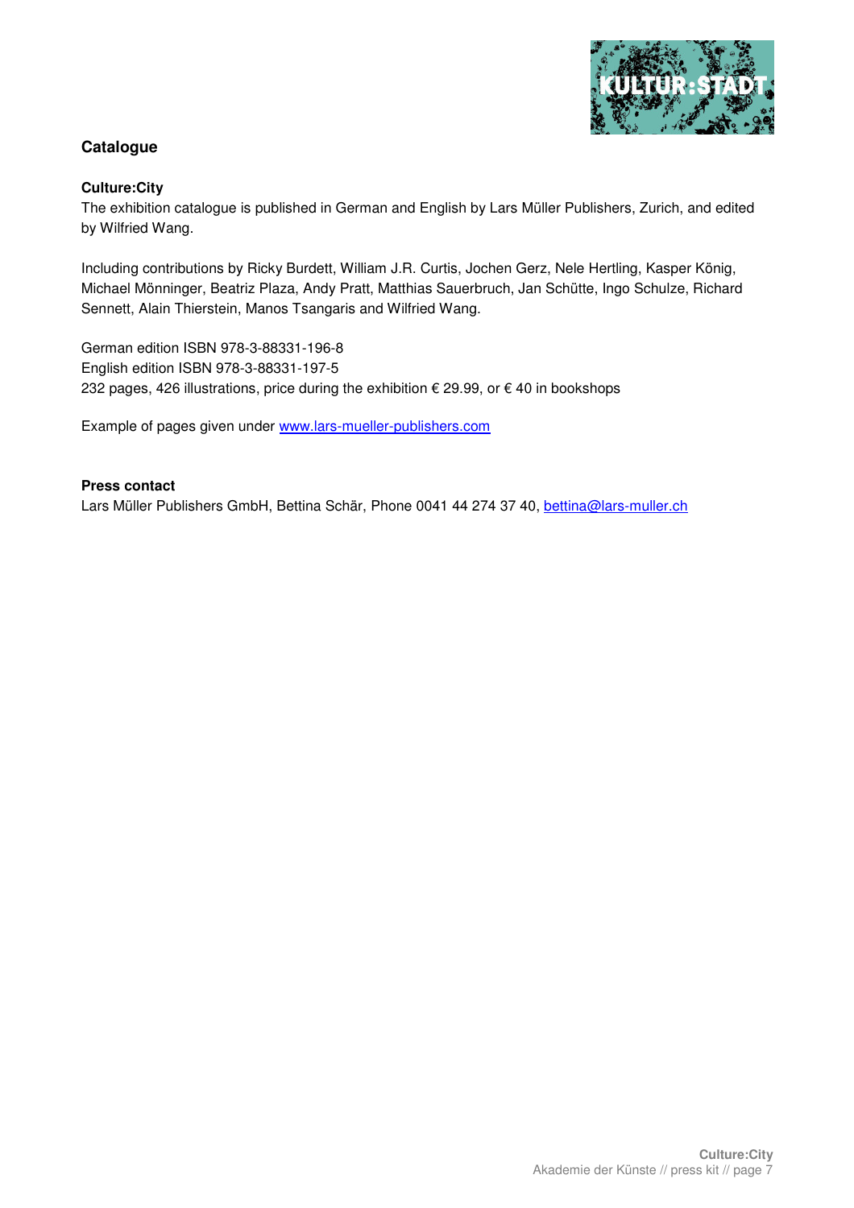## Catalogue

### Culture:City

The exhibition catalogue is published in German and English by Lars Müller Publishers, Zurich, and edited by Wilfried Wang.

Including contributions by Ricky Burdett, William J.R. Curtis, Jochen Gerz, Nele Hertling, Kasper König, Michael Mönninger, Beatriz Plaza, Andy Pratt, Matthias Sauerbruch, Jan Schütte, Ingo Schulze, Richard Sennett, Alain Thierstein, Manos Tsangaris and Wilfried Wang.

German edition ISBN 978-3-88331-196-8
English edition ISBN 978-3-88331-197-5
232 pages, 426 illustrations, price during the exhibition € 29.99, or € 40 in bookshops

Example of pages given under www.lars-mueller-publishers.com

### Press contact

Lars Müller Publishers GmbH, Bettina Schär, Phone 0041 44 274 37 40, bettina@lars-muller.ch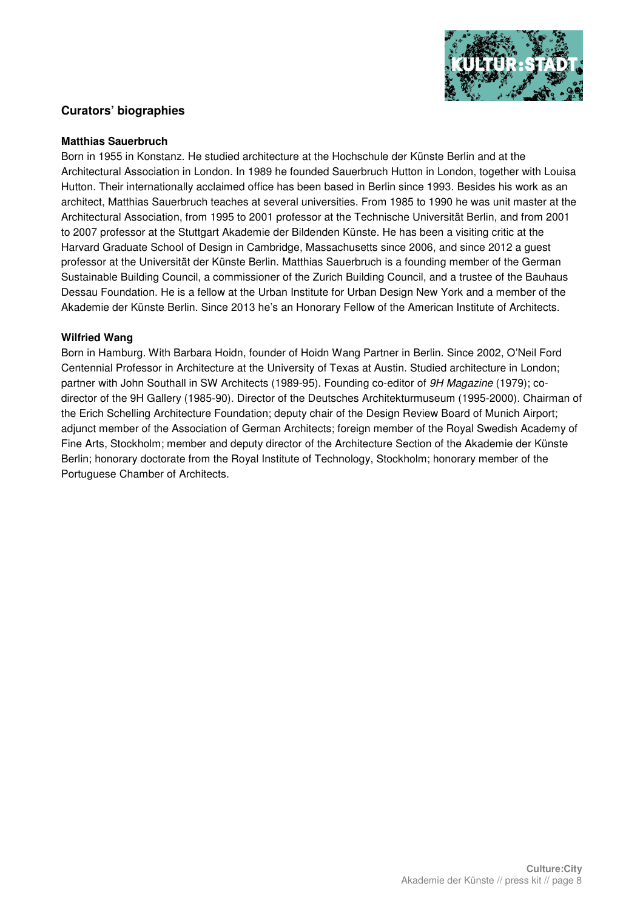## Curators' biographies

**Matthias Sauerbruch**

Born in 1955 in Konstanz. He studied architecture at the Hochschule der Künste Berlin and at the Architectural Association in London. In 1989 he founded Sauerbruch Hutton in London, together with Louisa Hutton. Their internationally acclaimed office has been based in Berlin since 1993. Besides his work as an architect, Matthias Sauerbruch teaches at several universities. From 1985 to 1990 he was unit master at the Architectural Association, from 1995 to 2001 professor at the Technische Universität Berlin, and from 2001 to 2007 professor at the Stuttgart Akademie der Bildenden Künste. He has been a visiting critic at the Harvard Graduate School of Design in Cambridge, Massachusetts since 2006, and since 2012 a guest professor at the Universität der Künste Berlin. Matthias Sauerbruch is a founding member of the German Sustainable Building Council, a commissioner of the Zurich Building Council, and a trustee of the Bauhaus Dessau Foundation. He is a fellow at the Urban Institute for Urban Design New York and a member of the Akademie der Künste Berlin. Since 2013 he's an Honorary Fellow of the American Institute of Architects.

**Wilfried Wang**

Born in Hamburg. With Barbara Hoidn, founder of Hoidn Wang Partner in Berlin. Since 2002, O'Neil Ford Centennial Professor in Architecture at the University of Texas at Austin. Studied architecture in London; partner with John Southall in SW Architects (1989-95). Founding co-editor of *9H Magazine* (1979); co-director of the 9H Gallery (1985-90). Director of the Deutsches Architekturmuseum (1995-2000). Chairman of the Erich Schelling Architecture Foundation; deputy chair of the Design Review Board of Munich Airport; adjunct member of the Association of German Architects; foreign member of the Royal Swedish Academy of Fine Arts, Stockholm; member and deputy director of the Architecture Section of the Akademie der Künste Berlin; honorary doctorate from the Royal Institute of Technology, Stockholm; honorary member of the Portuguese Chamber of Architects.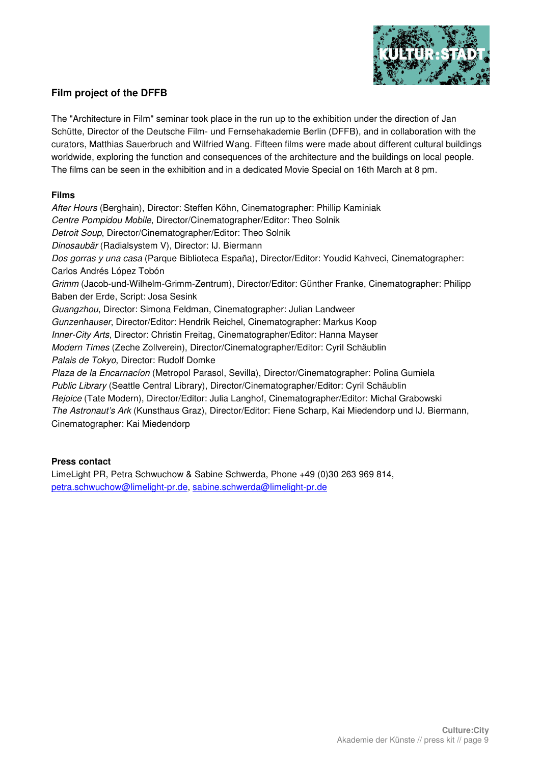## Film project of the DFFB

The "Architecture in Film" seminar took place in the run up to the exhibition under the direction of Jan Schütte, Director of the Deutsche Film- und Fernsehakademie Berlin (DFFB), and in collaboration with the curators, Matthias Sauerbruch and Wilfried Wang. Fifteen films were made about different cultural buildings worldwide, exploring the function and consequences of the architecture and the buildings on local people. The films can be seen in the exhibition and in a dedicated Movie Special on 16th March at 8 pm.

### Films

*After Hours* (Berghain), Director: Steffen Köhn, Cinematographer: Phillip Kaminiak
*Centre Pompidou Mobile*, Director/Cinematographer/Editor: Theo Solnik
*Detroit Soup*, Director/Cinematographer/Editor: Theo Solnik
*Dinosaubär* (Radialsystem V), Director: IJ. Biermann
*Dos gorras y una casa* (Parque Biblioteca España), Director/Editor: Youdid Kahveci, Cinematographer: Carlos Andrés López Tobón
*Grimm* (Jacob-und-Wilhelm-Grimm-Zentrum), Director/Editor: Günther Franke, Cinematographer: Philipp Baben der Erde, Script: Josa Sesink
*Guangzhou*, Director: Simona Feldman, Cinematographer: Julian Landweer
*Gunzenhauser*, Director/Editor: Hendrik Reichel, Cinematographer: Markus Koop
*Inner-City Arts*, Director: Christin Freitag, Cinematographer/Editor: Hanna Mayser
*Modern Times* (Zeche Zollverein), Director/Cinematographer/Editor: Cyril Schäublin
*Palais de Tokyo*, Director: Rudolf Domke
*Plaza de la Encarnacíon* (Metropol Parasol, Sevilla), Director/Cinematographer: Polina Gumiela
*Public Library* (Seattle Central Library), Director/Cinematographer/Editor: Cyril Schäublin
*Rejoice* (Tate Modern), Director/Editor: Julia Langhof, Cinematographer/Editor: Michal Grabowski
*The Astronaut's Ark* (Kunsthaus Graz), Director/Editor: Fiene Scharp, Kai Miedendorp und IJ. Biermann, Cinematographer: Kai Miedendorp

### Press contact

LimeLight PR, Petra Schwuchow & Sabine Schwerda, Phone +49 (0)30 263 969 814, petra.schwuchow@limelight-pr.de, sabine.schwerda@limelight-pr.de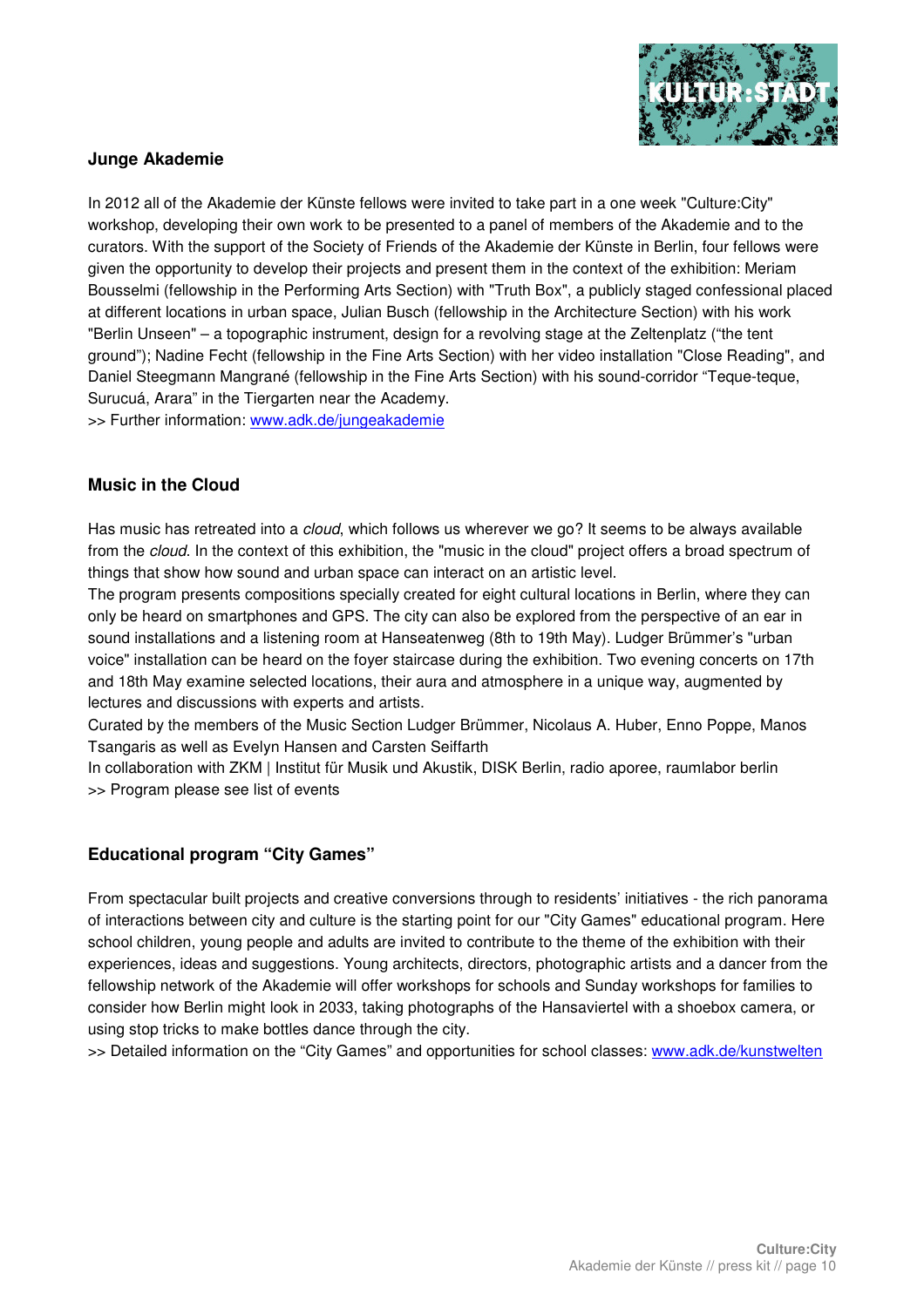## Junge Akademie

In 2012 all of the Akademie der Künste fellows were invited to take part in a one week "Culture:City" workshop, developing their own work to be presented to a panel of members of the Akademie and to the curators. With the support of the Society of Friends of the Akademie der Künste in Berlin, four fellows were given the opportunity to develop their projects and present them in the context of the exhibition: Meriam Bousselmi (fellowship in the Performing Arts Section) with "Truth Box", a publicly staged confessional placed at different locations in urban space, Julian Busch (fellowship in the Architecture Section) with his work "Berlin Unseen" – a topographic instrument, design for a revolving stage at the Zeltenplatz ("the tent ground"); Nadine Fecht (fellowship in the Fine Arts Section) with her video installation "Close Reading", and Daniel Steegmann Mangrané (fellowship in the Fine Arts Section) with his sound-corridor "Teque-teque, Surucuá, Arara" in the Tiergarten near the Academy.
>> Further information: www.adk.de/jungeakademie

## Music in the Cloud

Has music has retreated into a *cloud*, which follows us wherever we go? It seems to be always available from the *cloud*. In the context of this exhibition, the "music in the cloud" project offers a broad spectrum of things that show how sound and urban space can interact on an artistic level.
The program presents compositions specially created for eight cultural locations in Berlin, where they can only be heard on smartphones and GPS. The city can also be explored from the perspective of an ear in sound installations and a listening room at Hanseatenweg (8th to 19th May). Ludger Brümmer's "urban voice" installation can be heard on the foyer staircase during the exhibition. Two evening concerts on 17th and 18th May examine selected locations, their aura and atmosphere in a unique way, augmented by lectures and discussions with experts and artists.
Curated by the members of the Music Section Ludger Brümmer, Nicolaus A. Huber, Enno Poppe, Manos Tsangaris as well as Evelyn Hansen and Carsten Seiffarth
In collaboration with ZKM | Institut für Musik und Akustik, DISK Berlin, radio aporee, raumlabor berlin
>> Program please see list of events

## Educational program "City Games"

From spectacular built projects and creative conversions through to residents' initiatives - the rich panorama of interactions between city and culture is the starting point for our "City Games" educational program. Here school children, young people and adults are invited to contribute to the theme of the exhibition with their experiences, ideas and suggestions. Young architects, directors, photographic artists and a dancer from the fellowship network of the Akademie will offer workshops for schools and Sunday workshops for families to consider how Berlin might look in 2033, taking photographs of the Hansaviertel with a shoebox camera, or using stop tricks to make bottles dance through the city.
>> Detailed information on the "City Games" and opportunities for school classes: www.adk.de/kunstwelten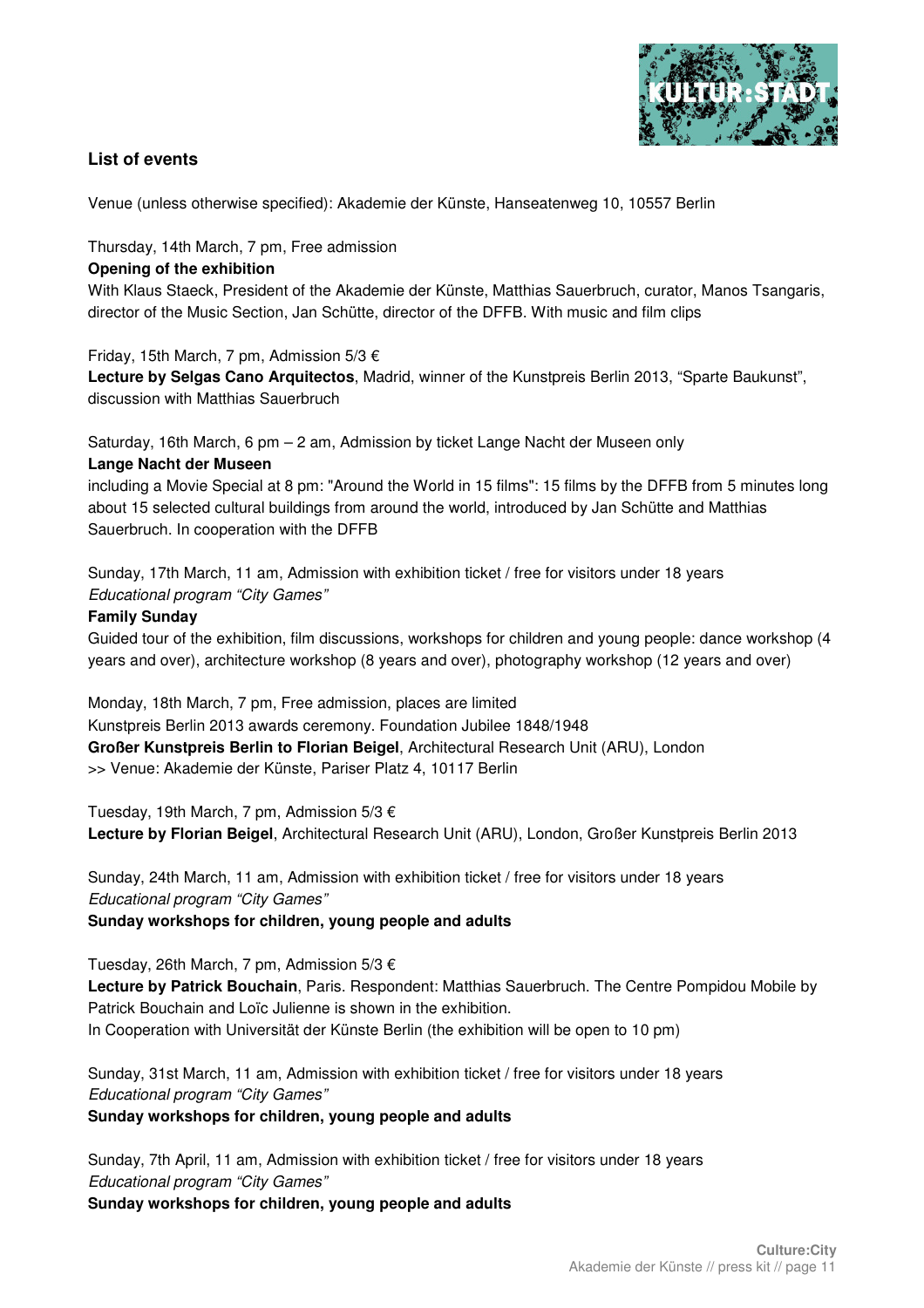## List of events

Venue (unless otherwise specified): Akademie der Künste, Hanseatenweg 10, 10557 Berlin

Thursday, 14th March, 7 pm, Free admission
**Opening of the exhibition**
With Klaus Staeck, President of the Akademie der Künste, Matthias Sauerbruch, curator, Manos Tsangaris, director of the Music Section, Jan Schütte, director of the DFFB. With music and film clips

Friday, 15th March, 7 pm, Admission 5/3 €
**Lecture by Selgas Cano Arquitectos**, Madrid, winner of the Kunstpreis Berlin 2013, "Sparte Baukunst", discussion with Matthias Sauerbruch

Saturday, 16th March, 6 pm – 2 am, Admission by ticket Lange Nacht der Museen only
**Lange Nacht der Museen**
including a Movie Special at 8 pm: "Around the World in 15 films": 15 films by the DFFB from 5 minutes long about 15 selected cultural buildings from around the world, introduced by Jan Schütte and Matthias Sauerbruch. In cooperation with the DFFB

Sunday, 17th March, 11 am, Admission with exhibition ticket / free for visitors under 18 years
*Educational program "City Games"*
**Family Sunday**
Guided tour of the exhibition, film discussions, workshops for children and young people: dance workshop (4 years and over), architecture workshop (8 years and over), photography workshop (12 years and over)

Monday, 18th March, 7 pm, Free admission, places are limited
Kunstpreis Berlin 2013 awards ceremony. Foundation Jubilee 1848/1948
**Großer Kunstpreis Berlin to Florian Beigel**, Architectural Research Unit (ARU), London
>> Venue: Akademie der Künste, Pariser Platz 4, 10117 Berlin

Tuesday, 19th March, 7 pm, Admission 5/3 €
**Lecture by Florian Beigel**, Architectural Research Unit (ARU), London, Großer Kunstpreis Berlin 2013

Sunday, 24th March, 11 am, Admission with exhibition ticket / free for visitors under 18 years
*Educational program "City Games"*
**Sunday workshops for children, young people and adults**

Tuesday, 26th March, 7 pm, Admission 5/3 €
**Lecture by Patrick Bouchain**, Paris. Respondent: Matthias Sauerbruch. The Centre Pompidou Mobile by Patrick Bouchain and Loïc Julienne is shown in the exhibition.
In Cooperation with Universität der Künste Berlin (the exhibition will be open to 10 pm)

Sunday, 31st March, 11 am, Admission with exhibition ticket / free for visitors under 18 years
*Educational program "City Games"*
**Sunday workshops for children, young people and adults**

Sunday, 7th April, 11 am, Admission with exhibition ticket / free for visitors under 18 years
*Educational program "City Games"*
**Sunday workshops for children, young people and adults**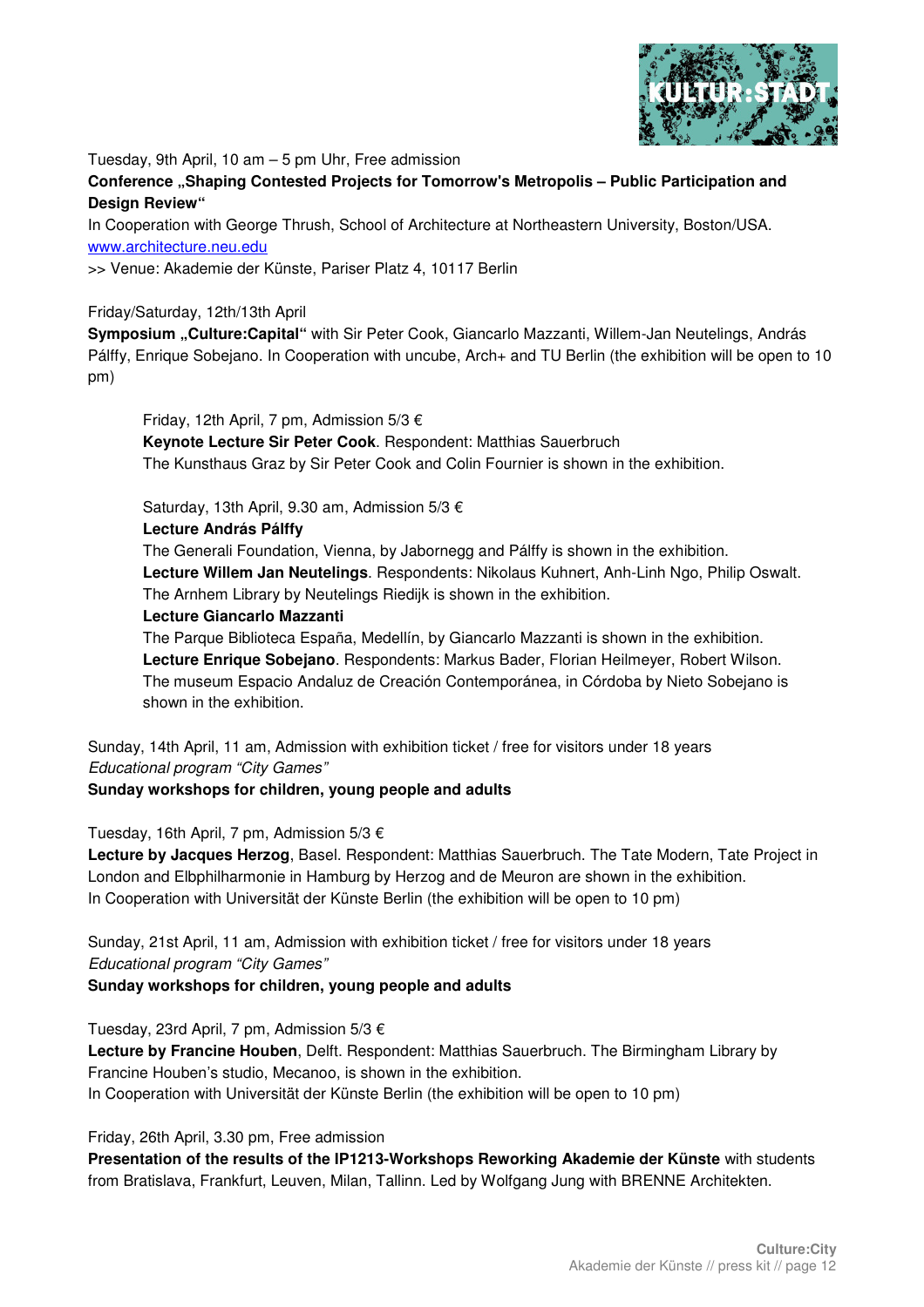Tuesday, 9th April, 10 am – 5 pm Uhr, Free admission

**Conference „Shaping Contested Projects for Tomorrow's Metropolis – Public Participation and Design Review"**

In Cooperation with George Thrush, School of Architecture at Northeastern University, Boston/USA. www.architecture.neu.edu

>> Venue: Akademie der Künste, Pariser Platz 4, 10117 Berlin

Friday/Saturday, 12th/13th April

**Symposium „Culture:Capital"** with Sir Peter Cook, Giancarlo Mazzanti, Willem-Jan Neutelings, András Pálffy, Enrique Sobejano. In Cooperation with uncube, Arch+ and TU Berlin (the exhibition will be open to 10 pm)

> Friday, 12th April, 7 pm, Admission 5/3 €
>
> **Keynote Lecture Sir Peter Cook**. Respondent: Matthias Sauerbruch
>
> The Kunsthaus Graz by Sir Peter Cook and Colin Fournier is shown in the exhibition.
>
> Saturday, 13th April, 9.30 am, Admission 5/3 €
>
> **Lecture András Pálffy**
>
> The Generali Foundation, Vienna, by Jabornegg and Pálffy is shown in the exhibition.
>
> **Lecture Willem Jan Neutelings**. Respondents: Nikolaus Kuhnert, Anh-Linh Ngo, Philip Oswalt. The Arnhem Library by Neutelings Riedijk is shown in the exhibition.
>
> **Lecture Giancarlo Mazzanti**
>
> The Parque Biblioteca España, Medellín, by Giancarlo Mazzanti is shown in the exhibition.
>
> **Lecture Enrique Sobejano**. Respondents: Markus Bader, Florian Heilmeyer, Robert Wilson. The museum Espacio Andaluz de Creación Contemporánea, in Córdoba by Nieto Sobejano is shown in the exhibition.

Sunday, 14th April, 11 am, Admission with exhibition ticket / free for visitors under 18 years

*Educational program "City Games"*

**Sunday workshops for children, young people and adults**

Tuesday, 16th April, 7 pm, Admission 5/3 €

**Lecture by Jacques Herzog**, Basel. Respondent: Matthias Sauerbruch. The Tate Modern, Tate Project in London and Elbphilharmonie in Hamburg by Herzog and de Meuron are shown in the exhibition. In Cooperation with Universität der Künste Berlin (the exhibition will be open to 10 pm)

Sunday, 21st April, 11 am, Admission with exhibition ticket / free for visitors under 18 years

*Educational program "City Games"*

**Sunday workshops for children, young people and adults**

Tuesday, 23rd April, 7 pm, Admission 5/3 €

**Lecture by Francine Houben**, Delft. Respondent: Matthias Sauerbruch. The Birmingham Library by Francine Houben's studio, Mecanoo, is shown in the exhibition.
In Cooperation with Universität der Künste Berlin (the exhibition will be open to 10 pm)

Friday, 26th April, 3.30 pm, Free admission

**Presentation of the results of the IP1213-Workshops Reworking Akademie der Künste** with students from Bratislava, Frankfurt, Leuven, Milan, Tallinn. Led by Wolfgang Jung with BRENNE Architekten.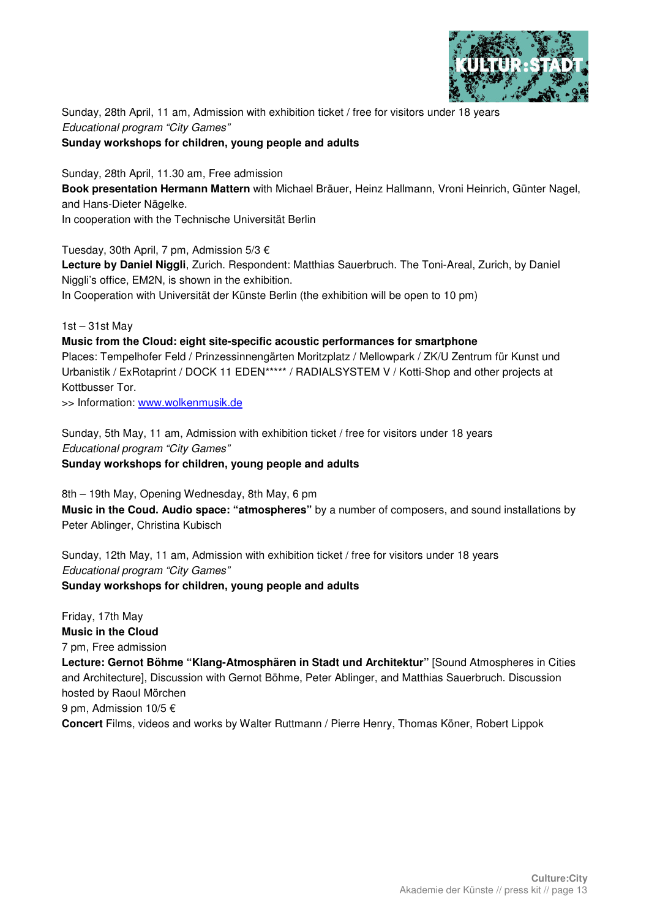Sunday, 28th April, 11 am, Admission with exhibition ticket / free for visitors under 18 years
*Educational program "City Games"*
**Sunday workshops for children, young people and adults**

Sunday, 28th April, 11.30 am, Free admission
**Book presentation Hermann Mattern** with Michael Bräuer, Heinz Hallmann, Vroni Heinrich, Günter Nagel, and Hans-Dieter Nägelke.
In cooperation with the Technische Universität Berlin

Tuesday, 30th April, 7 pm, Admission 5/3 €
**Lecture by Daniel Niggli**, Zurich. Respondent: Matthias Sauerbruch. The Toni-Areal, Zurich, by Daniel Niggli's office, EM2N, is shown in the exhibition.
In Cooperation with Universität der Künste Berlin (the exhibition will be open to 10 pm)

1st – 31st May
**Music from the Cloud: eight site-specific acoustic performances for smartphone**
Places: Tempelhofer Feld / Prinzessinnengärten Moritzplatz / Mellowpark / ZK/U Zentrum für Kunst und Urbanistik / ExRotaprint / DOCK 11 EDEN***** / RADIALSYSTEM V / Kotti-Shop and other projects at Kottbusser Tor.
>> Information: www.wolkenmusik.de

Sunday, 5th May, 11 am, Admission with exhibition ticket / free for visitors under 18 years
*Educational program "City Games"*
**Sunday workshops for children, young people and adults**

8th – 19th May, Opening Wednesday, 8th May, 6 pm
**Music in the Coud. Audio space: "atmospheres"** by a number of composers, and sound installations by Peter Ablinger, Christina Kubisch

Sunday, 12th May, 11 am, Admission with exhibition ticket / free for visitors under 18 years
*Educational program "City Games"*
**Sunday workshops for children, young people and adults**

Friday, 17th May
**Music in the Cloud**
7 pm, Free admission
**Lecture: Gernot Böhme "Klang-Atmosphären in Stadt und Architektur"** [Sound Atmospheres in Cities and Architecture], Discussion with Gernot Böhme, Peter Ablinger, and Matthias Sauerbruch. Discussion hosted by Raoul Mörchen
9 pm, Admission 10/5 €
**Concert** Films, videos and works by Walter Ruttmann / Pierre Henry, Thomas Köner, Robert Lippok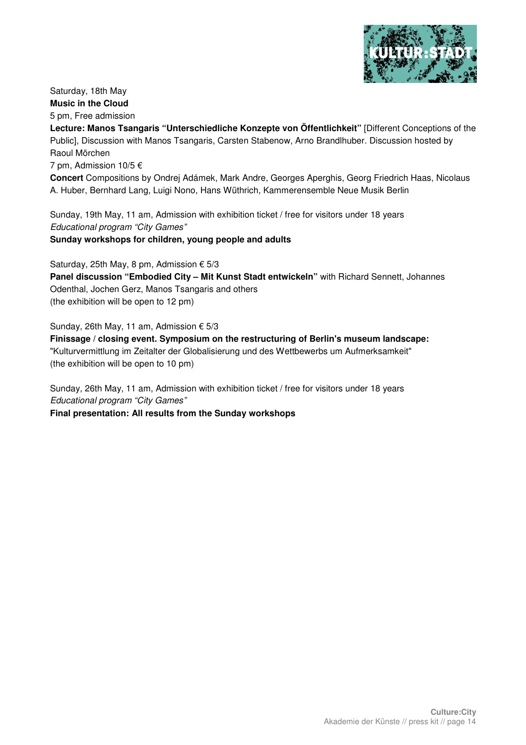Saturday, 18th May

**Music in the Cloud**

5 pm, Free admission

**Lecture: Manos Tsangaris "Unterschiedliche Konzepte von Öffentlichkeit"** [Different Conceptions of the Public], Discussion with Manos Tsangaris, Carsten Stabenow, Arno Brandlhuber. Discussion hosted by Raoul Mörchen

7 pm, Admission 10/5 €

**Concert** Compositions by Ondrej Adámek, Mark Andre, Georges Aperghis, Georg Friedrich Haas, Nicolaus A. Huber, Bernhard Lang, Luigi Nono, Hans Wüthrich, Kammerensemble Neue Musik Berlin

Sunday, 19th May, 11 am, Admission with exhibition ticket / free for visitors under 18 years

*Educational program "City Games"*

**Sunday workshops for children, young people and adults**

Saturday, 25th May, 8 pm, Admission € 5/3

**Panel discussion "Embodied City – Mit Kunst Stadt entwickeln"** with Richard Sennett, Johannes Odenthal, Jochen Gerz, Manos Tsangaris and others

(the exhibition will be open to 12 pm)

Sunday, 26th May, 11 am, Admission € 5/3

**Finissage / closing event. Symposium on the restructuring of Berlin's museum landscape:**

"Kulturvermittlung im Zeitalter der Globalisierung und des Wettbewerbs um Aufmerksamkeit"

(the exhibition will be open to 10 pm)

Sunday, 26th May, 11 am, Admission with exhibition ticket / free for visitors under 18 years

*Educational program "City Games"*

**Final presentation: All results from the Sunday workshops**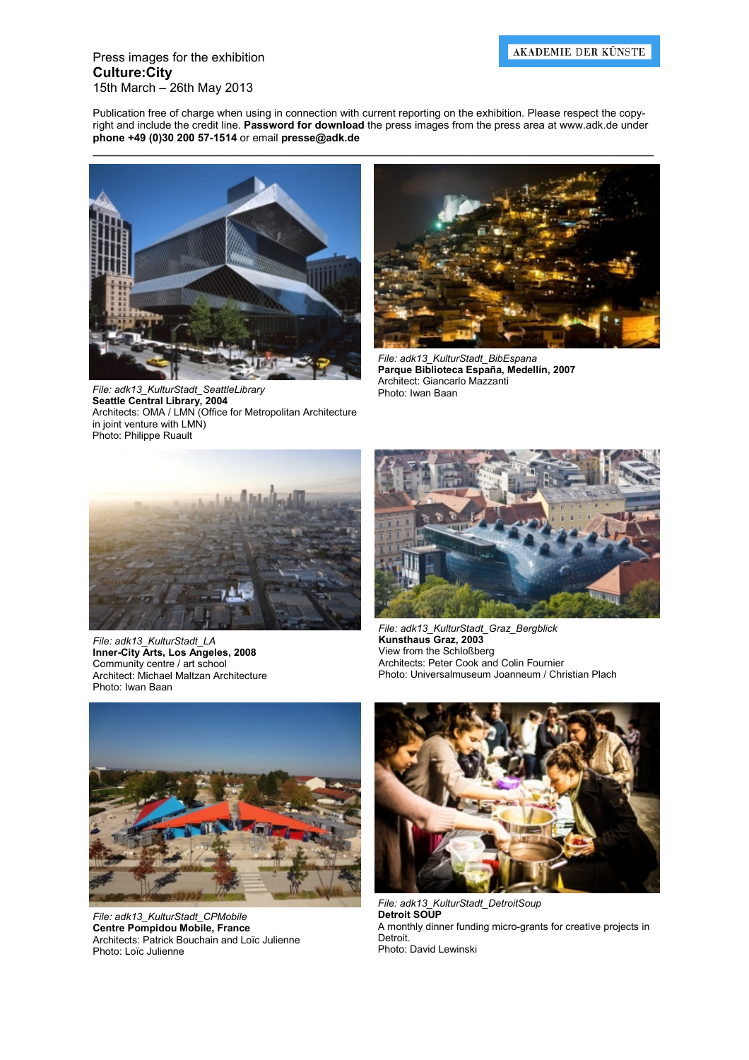AKADEMIE DER KÜNSTE

Press images for the exhibition
**Culture:City**
15th March – 26th May 2013

Publication free of charge when using in connection with current reporting on the exhibition. Please respect the copy-right and include the credit line. **Password for download** the press images from the press area at www.adk.de under **phone +49 (0)30 200 57-1514** or email **presse@adk.de**

---

*File: adk13_KulturStadt_SeattleLibrary*
**Seattle Central Library, 2004**
Architects: OMA / LMN (Office for Metropolitan Architecture in joint venture with LMN)
Photo: Philippe Ruault

*File: adk13_KulturStadt_BibEspana*
**Parque Biblioteca España, Medellín, 2007**
Architect: Giancarlo Mazzanti
Photo: Iwan Baan

*File: adk13_KulturStadt_LA*
**Inner-City Arts, Los Angeles, 2008**
Community centre / art school
Architect: Michael Maltzan Architecture
Photo: Iwan Baan

*File: adk13_KulturStadt_Graz_Bergblick*
**Kunsthaus Graz, 2003**
View from the Schloßberg
Architects: Peter Cook and Colin Fournier
Photo: Universalmuseum Joanneum / Christian Plach

*File: adk13_KulturStadt_CPMobile*
**Centre Pompidou Mobile, France**
Architects: Patrick Bouchain and Loïc Julienne
Photo: Loïc Julienne

*File: adk13_KulturStadt_DetroitSoup*
**Detroit SOUP**
A monthly dinner funding micro-grants for creative projects in Detroit.
Photo: David Lewinski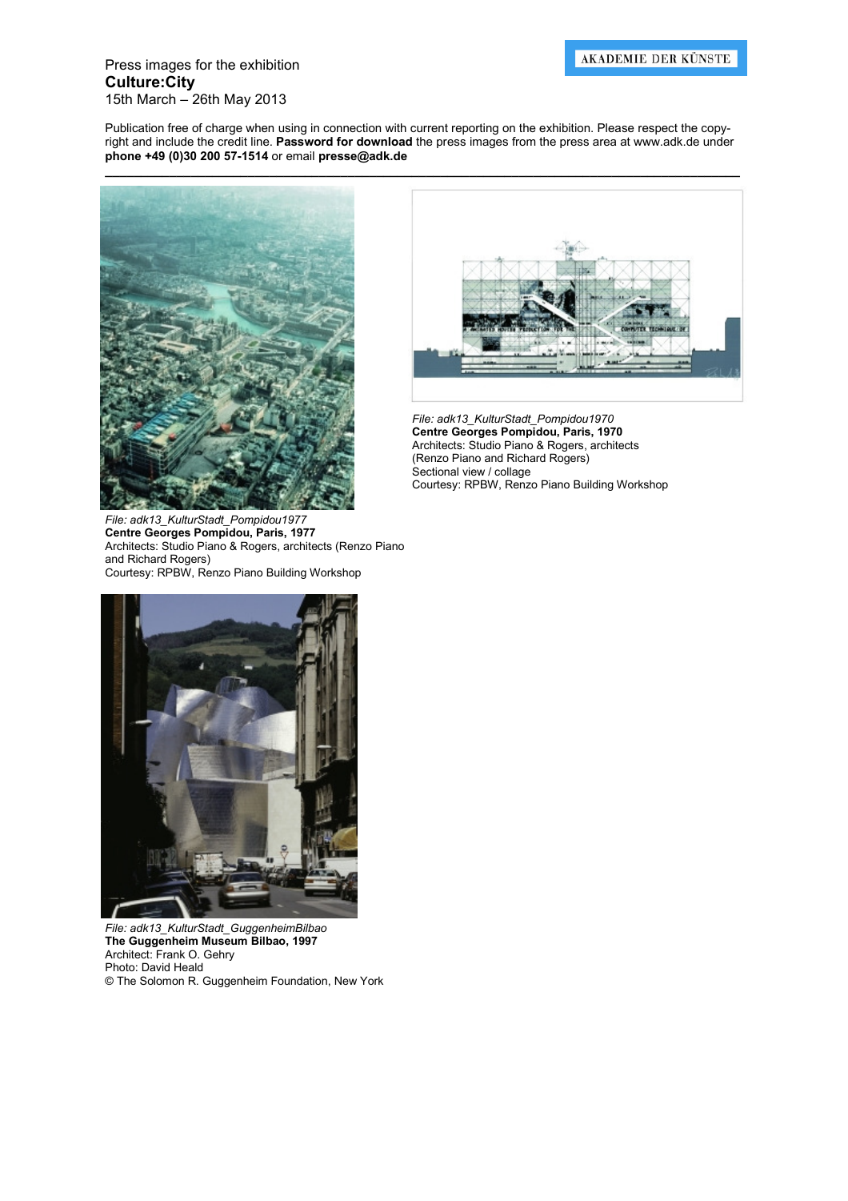AKADEMIE DER KÜNSTE

Press images for the exhibition
**Culture:City**
15th March – 26th May 2013

Publication free of charge when using in connection with current reporting on the exhibition. Please respect the copyright and include the credit line. **Password for download** the press images from the press area at www.adk.de under **phone +49 (0)30 200 57-1514** or email **presse@adk.de**

*File: adk13_KulturStadt_Pompidou1977*
**Centre Georges Pompidou, Paris, 1977**
Architects: Studio Piano & Rogers, architects (Renzo Piano and Richard Rogers)
Courtesy: RPBW, Renzo Piano Building Workshop

*File: adk13_KulturStadt_Pompidou1970*
**Centre Georges Pompidou, Paris, 1970**
Architects: Studio Piano & Rogers, architects (Renzo Piano and Richard Rogers)
Sectional view / collage
Courtesy: RPBW, Renzo Piano Building Workshop

*File: adk13_KulturStadt_GuggenheimBilbao*
**The Guggenheim Museum Bilbao, 1997**
Architect: Frank O. Gehry
Photo: David Heald
© The Solomon R. Guggenheim Foundation, New York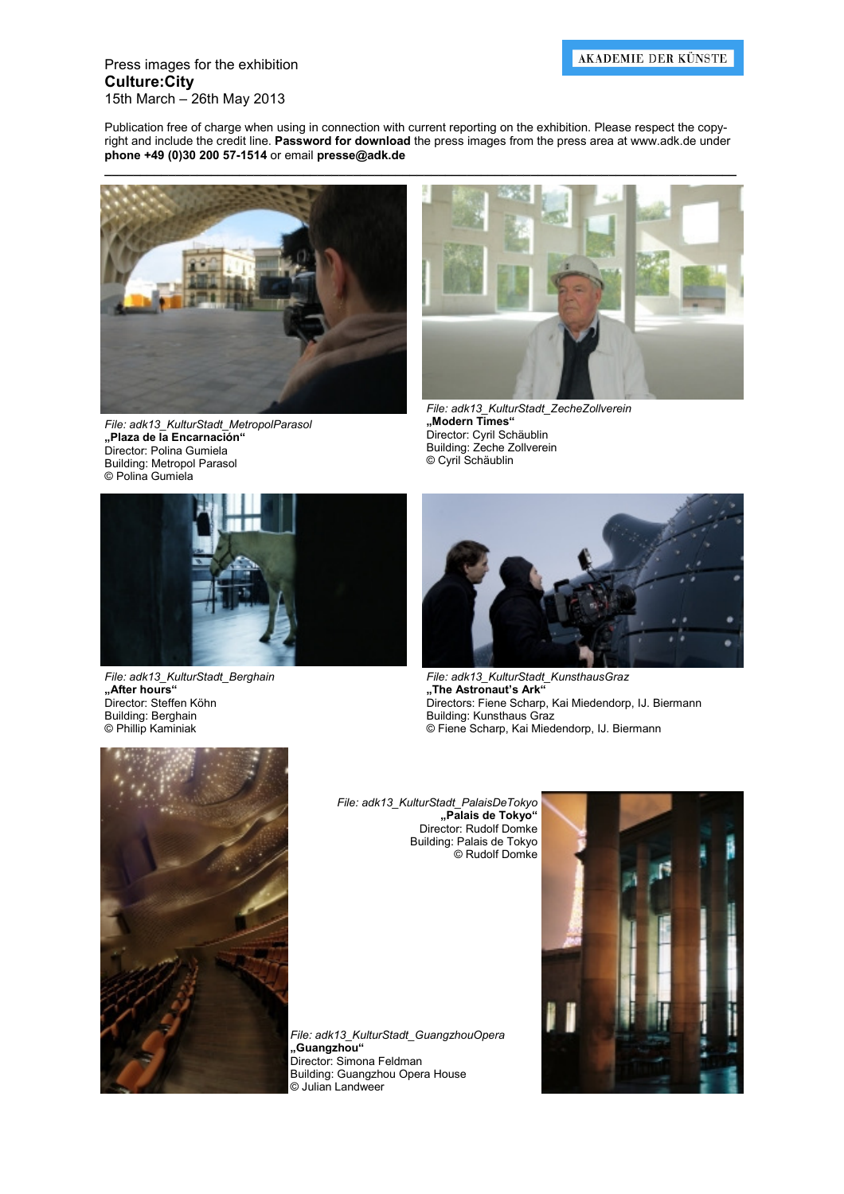Press images for the exhibition
**Culture:City**
15th March – 26th May 2013

AKADEMIE DER KÜNSTE

Publication free of charge when using in connection with current reporting on the exhibition. Please respect the copy-right and include the credit line. **Password for download** the press images from the press area at www.adk.de under **phone +49 (0)30 200 57-1514** or email **presse@adk.de**

---

*File: adk13_KulturStadt_MetropolParasol*
**„Plaza de la Encarnación"**
Director: Polina Gumiela
Building: Metropol Parasol
© Polina Gumiela

*File: adk13_KulturStadt_ZecheZollverein*
**„Modern Times"**
Director: Cyril Schäublin
Building: Zeche Zollverein
© Cyril Schäublin

*File: adk13_KulturStadt_Berghain*
**„After hours"**
Director: Steffen Köhn
Building: Berghain
© Phillip Kaminiak

*File: adk13_KulturStadt_KunsthausGraz*
**„The Astronaut's Ark"**
Directors: Fiene Scharp, Kai Miedendorp, IJ. Biermann
Building: Kunsthaus Graz
© Fiene Scharp, Kai Miedendorp, IJ. Biermann

*File: adk13_KulturStadt_PalaisDeTokyo*
**„Palais de Tokyo"**
Director: Rudolf Domke
Building: Palais de Tokyo
© Rudolf Domke

*File: adk13_KulturStadt_GuangzhouOpera*
**„Guangzhou"**
Director: Simona Feldman
Building: Guangzhou Opera House
© Julian Landweer